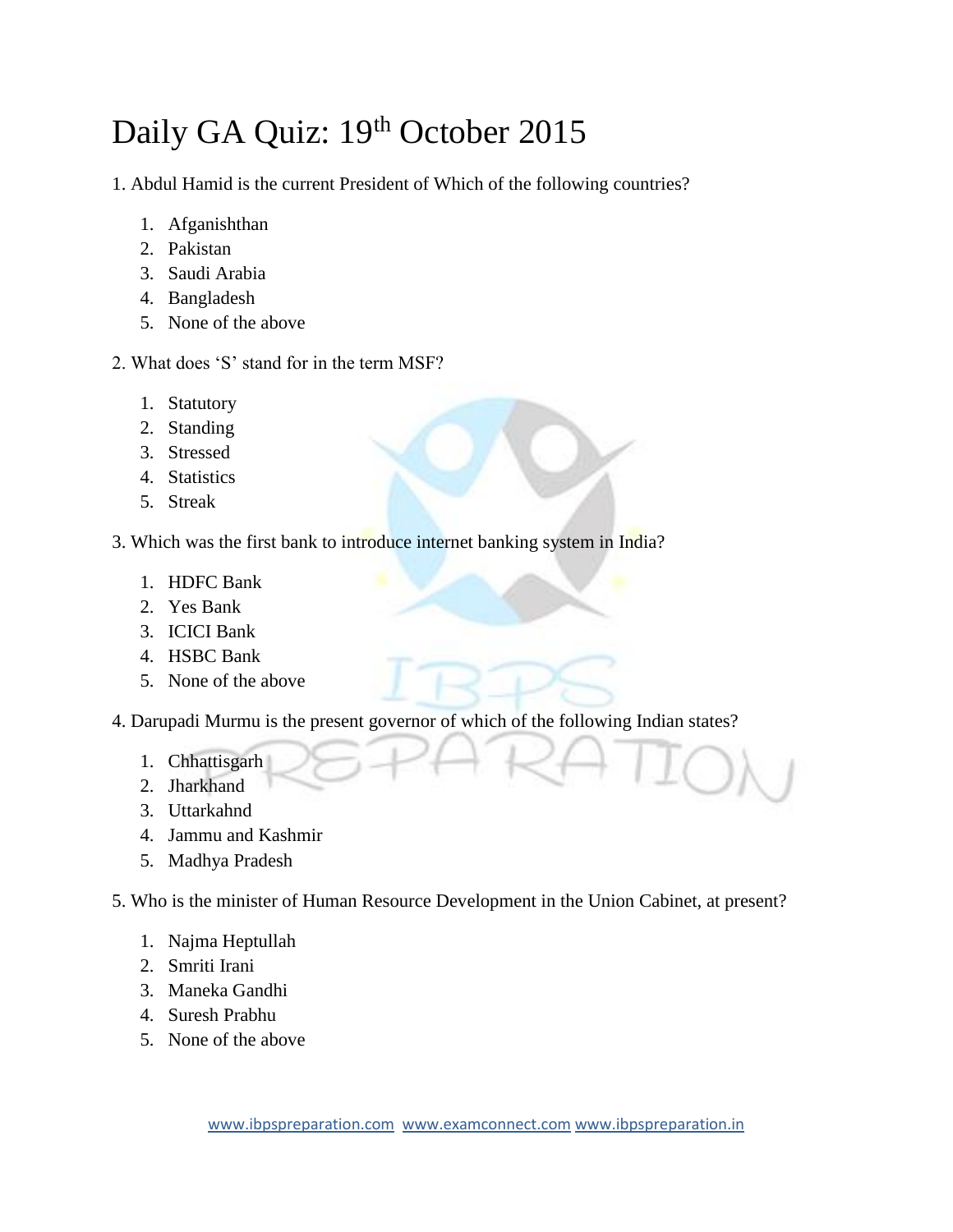# Daily GA Quiz: 19th October 2015

1. Abdul Hamid is the current President of Which of the following countries?

    1. Afganishthan
    2. Pakistan
    3. Saudi Arabia
    4. Bangladesh
    5. None of the above

2. What does 'S' stand for in the term MSF?

    1. Statutory
    2. Standing
    3. Stressed
    4. Statistics
    5. Streak

3. Which was the first bank to introduce internet banking system in India?

    1. HDFC Bank
    2. Yes Bank
    3. ICICI Bank
    4. HSBC Bank
    5. None of the above

4. Darupadi Murmu is the present governor of which of the following Indian states?

    1. Chhattisgarh
    2. Jharkhand
    3. Uttarkahnd
    4. Jammu and Kashmir
    5. Madhya Pradesh

5. Who is the minister of Human Resource Development in the Union Cabinet, at present?

    1. Najma Heptullah
    2. Smriti Irani
    3. Maneka Gandhi
    4. Suresh Prabhu
    5. None of the above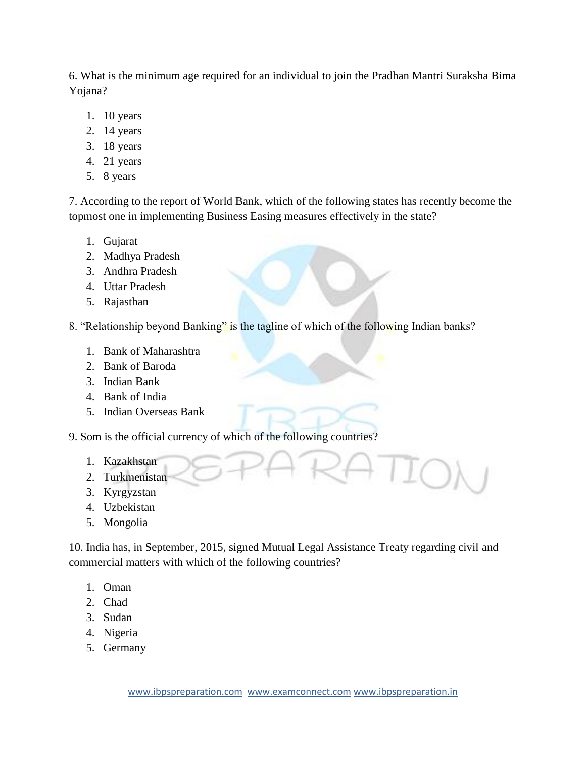6. What is the minimum age required for an individual to join the Pradhan Mantri Suraksha Bima Yojana?

1. 10 years
2. 14 years
3. 18 years
4. 21 years
5. 8 years

7. According to the report of World Bank, which of the following states has recently become the topmost one in implementing Business Easing measures effectively in the state?

1. Gujarat
2. Madhya Pradesh
3. Andhra Pradesh
4. Uttar Pradesh
5. Rajasthan

8. “Relationship beyond Banking” is the tagline of which of the following Indian banks?

1. Bank of Maharashtra
2. Bank of Baroda
3. Indian Bank
4. Bank of India
5. Indian Overseas Bank

9. Som is the official currency of which of the following countries?

1. Kazakhstan
2. Turkmenistan
3. Kyrgyzstan
4. Uzbekistan
5. Mongolia

10. India has, in September, 2015, signed Mutual Legal Assistance Treaty regarding civil and commercial matters with which of the following countries?

1. Oman
2. Chad
3. Sudan
4. Nigeria
5. Germany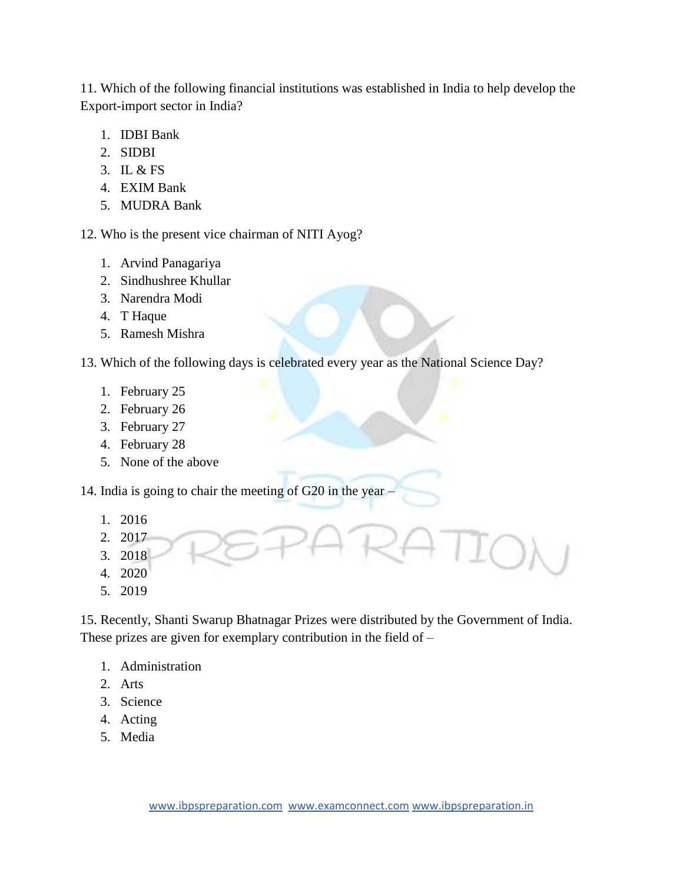11. Which of the following financial institutions was established in India to help develop the Export-import sector in India?

1. IDBI Bank
2. SIDBI
3. IL & FS
4. EXIM Bank
5. MUDRA Bank

12. Who is the present vice chairman of NITI Ayog?

1. Arvind Panagariya
2. Sindhushree Khullar
3. Narendra Modi
4. T Haque
5. Ramesh Mishra

13. Which of the following days is celebrated every year as the National Science Day?

1. February 25
2. February 26
3. February 27
4. February 28
5. None of the above

14. India is going to chair the meeting of G20 in the year –

1. 2016
2. 2017
3. 2018
4. 2020
5. 2019

15. Recently, Shanti Swarup Bhatnagar Prizes were distributed by the Government of India. These prizes are given for exemplary contribution in the field of –

1. Administration
2. Arts
3. Science
4. Acting
5. Media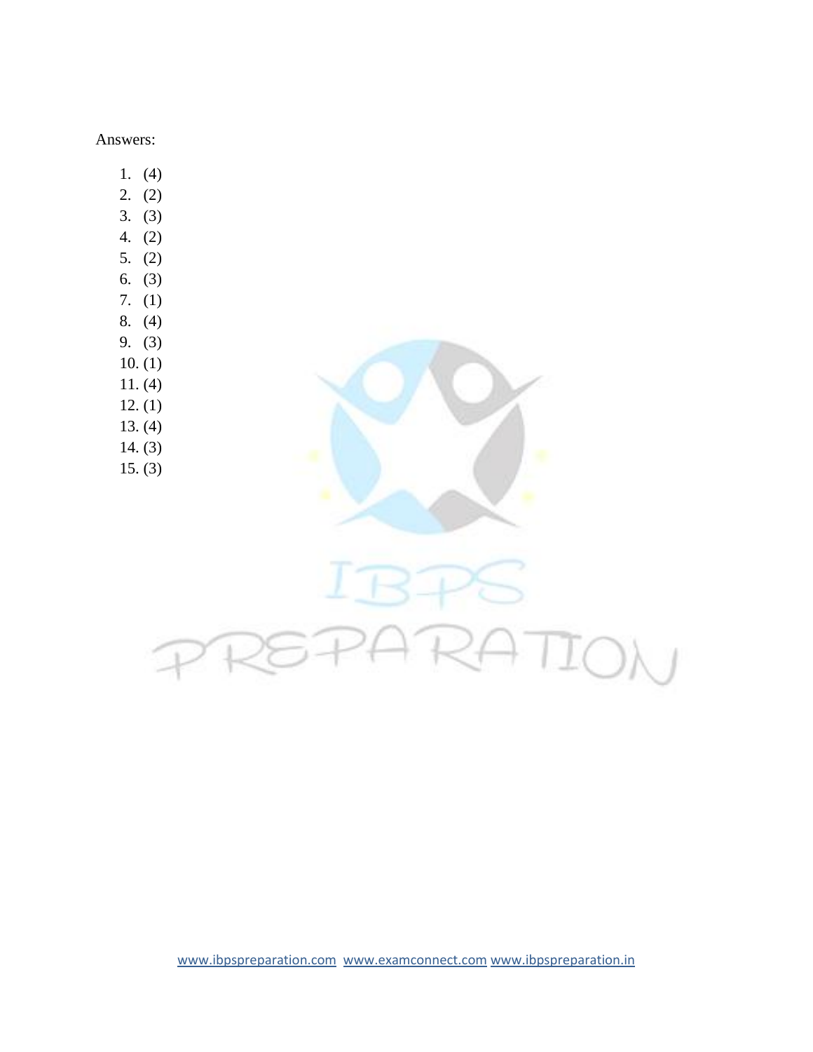Answers:

1. (4)
2. (2)
3. (3)
4. (2)
5. (2)
6. (3)
7. (1)
8. (4)
9. (3)
10. (1)
11. (4)
12. (1)
13. (4)
14. (3)
15. (3)